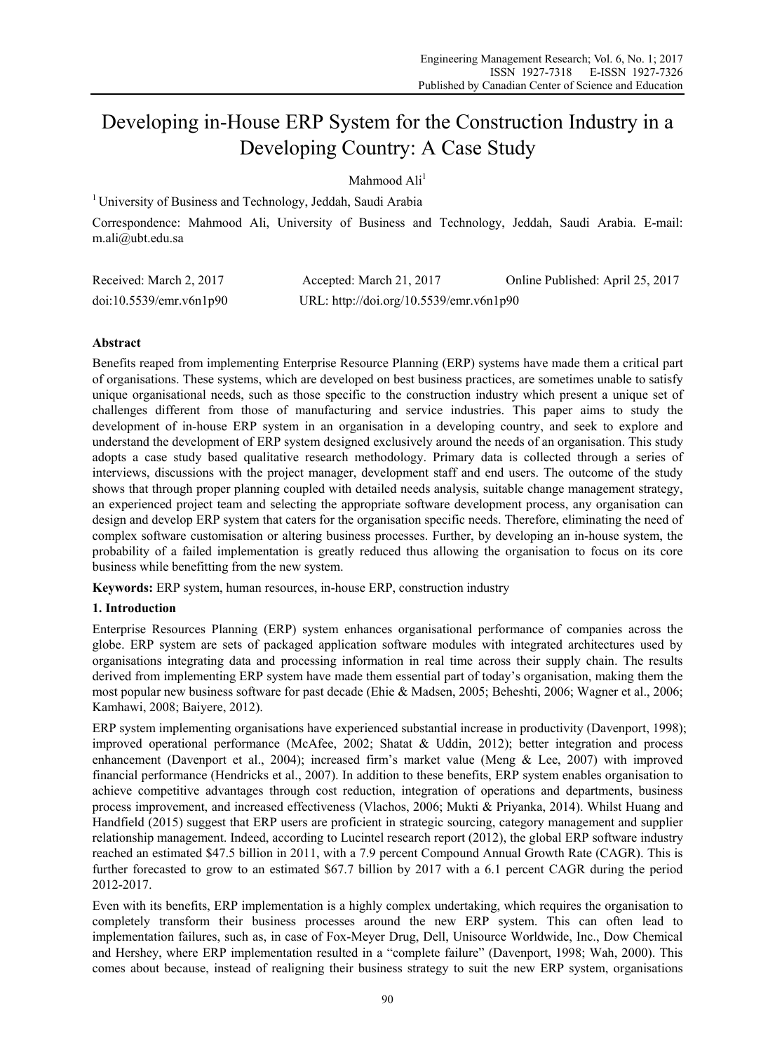# Developing in-House ERP System for the Construction Industry in a Developing Country: A Case Study

Mahmood Ali[1]

[1] University of Business and Technology, Jeddah, Saudi Arabia

Correspondence: Mahmood Ali, University of Business and Technology, Jeddah, Saudi Arabia. E-mail: m.ali@ubt.edu.sa

Received: March 2, 2017 Accepted: March 21, 2017 Online Published: April 25, 2017

doi:10.5539/emr.v6n1p90 URL: http://doi.org/10.5539/emr.v6n1p90

## Abstract

Benefits reaped from implementing Enterprise Resource Planning (ERP) systems have made them a critical part of organisations. These systems, which are developed on best business practices, are sometimes unable to satisfy unique organisational needs, such as those specific to the construction industry which present a unique set of challenges different from those of manufacturing and service industries. This paper aims to study the development of in-house ERP system in an organisation in a developing country, and seek to explore and understand the development of ERP system designed exclusively around the needs of an organisation. This study adopts a case study based qualitative research methodology. Primary data is collected through a series of interviews, discussions with the project manager, development staff and end users. The outcome of the study shows that through proper planning coupled with detailed needs analysis, suitable change management strategy, an experienced project team and selecting the appropriate software development process, any organisation can design and develop ERP system that caters for the organisation specific needs. Therefore, eliminating the need of complex software customisation or altering business processes. Further, by developing an in-house system, the probability of a failed implementation is greatly reduced thus allowing the organisation to focus on its core business while benefitting from the new system.

**Keywords:** ERP system, human resources, in-house ERP, construction industry

## 1. Introduction

Enterprise Resources Planning (ERP) system enhances organisational performance of companies across the globe. ERP system are sets of packaged application software modules with integrated architectures used by organisations integrating data and processing information in real time across their supply chain. The results derived from implementing ERP system have made them essential part of today's organisation, making them the most popular new business software for past decade (Ehie & Madsen, 2005; Beheshti, 2006; Wagner et al., 2006; Kamhawi, 2008; Baiyere, 2012).

ERP system implementing organisations have experienced substantial increase in productivity (Davenport, 1998); improved operational performance (McAfee, 2002; Shatat & Uddin, 2012); better integration and process enhancement (Davenport et al., 2004); increased firm's market value (Meng & Lee, 2007) with improved financial performance (Hendricks et al., 2007). In addition to these benefits, ERP system enables organisation to achieve competitive advantages through cost reduction, integration of operations and departments, business process improvement, and increased effectiveness (Vlachos, 2006; Mukti & Priyanka, 2014). Whilst Huang and Handfield (2015) suggest that ERP users are proficient in strategic sourcing, category management and supplier relationship management. Indeed, according to Lucintel research report (2012), the global ERP software industry reached an estimated \$47.5 billion in 2011, with a 7.9 percent Compound Annual Growth Rate (CAGR). This is further forecasted to grow to an estimated \$67.7 billion by 2017 with a 6.1 percent CAGR during the period 2012-2017.

Even with its benefits, ERP implementation is a highly complex undertaking, which requires the organisation to completely transform their business processes around the new ERP system. This can often lead to implementation failures, such as, in case of Fox-Meyer Drug, Dell, Unisource Worldwide, Inc., Dow Chemical and Hershey, where ERP implementation resulted in a "complete failure" (Davenport, 1998; Wah, 2000). This comes about because, instead of realigning their business strategy to suit the new ERP system, organisations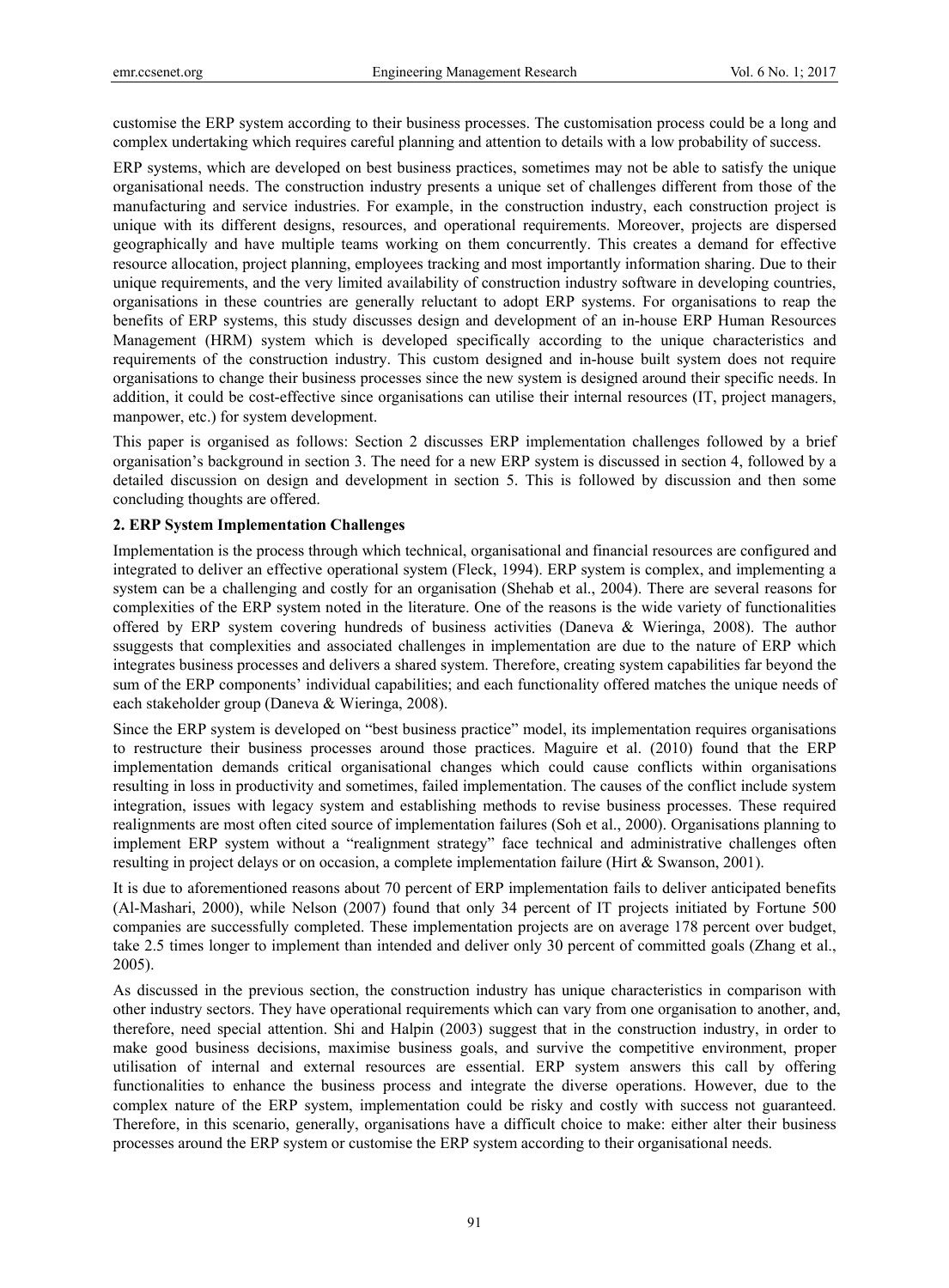customise the ERP system according to their business processes. The customisation process could be a long and complex undertaking which requires careful planning and attention to details with a low probability of success.

ERP systems, which are developed on best business practices, sometimes may not be able to satisfy the unique organisational needs. The construction industry presents a unique set of challenges different from those of the manufacturing and service industries. For example, in the construction industry, each construction project is unique with its different designs, resources, and operational requirements. Moreover, projects are dispersed geographically and have multiple teams working on them concurrently. This creates a demand for effective resource allocation, project planning, employees tracking and most importantly information sharing. Due to their unique requirements, and the very limited availability of construction industry software in developing countries, organisations in these countries are generally reluctant to adopt ERP systems. For organisations to reap the benefits of ERP systems, this study discusses design and development of an in-house ERP Human Resources Management (HRM) system which is developed specifically according to the unique characteristics and requirements of the construction industry. This custom designed and in-house built system does not require organisations to change their business processes since the new system is designed around their specific needs. In addition, it could be cost-effective since organisations can utilise their internal resources (IT, project managers, manpower, etc.) for system development.

This paper is organised as follows: Section 2 discusses ERP implementation challenges followed by a brief organisation's background in section 3. The need for a new ERP system is discussed in section 4, followed by a detailed discussion on design and development in section 5. This is followed by discussion and then some concluding thoughts are offered.

## 2. ERP System Implementation Challenges

Implementation is the process through which technical, organisational and financial resources are configured and integrated to deliver an effective operational system (Fleck, 1994). ERP system is complex, and implementing a system can be a challenging and costly for an organisation (Shehab et al., 2004). There are several reasons for complexities of the ERP system noted in the literature. One of the reasons is the wide variety of functionalities offered by ERP system covering hundreds of business activities (Daneva & Wieringa, 2008). The author ssuggests that complexities and associated challenges in implementation are due to the nature of ERP which integrates business processes and delivers a shared system. Therefore, creating system capabilities far beyond the sum of the ERP components' individual capabilities; and each functionality offered matches the unique needs of each stakeholder group (Daneva & Wieringa, 2008).

Since the ERP system is developed on "best business practice" model, its implementation requires organisations to restructure their business processes around those practices. Maguire et al. (2010) found that the ERP implementation demands critical organisational changes which could cause conflicts within organisations resulting in loss in productivity and sometimes, failed implementation. The causes of the conflict include system integration, issues with legacy system and establishing methods to revise business processes. These required realignments are most often cited source of implementation failures (Soh et al., 2000). Organisations planning to implement ERP system without a "realignment strategy" face technical and administrative challenges often resulting in project delays or on occasion, a complete implementation failure (Hirt & Swanson, 2001).

It is due to aforementioned reasons about 70 percent of ERP implementation fails to deliver anticipated benefits (Al-Mashari, 2000), while Nelson (2007) found that only 34 percent of IT projects initiated by Fortune 500 companies are successfully completed. These implementation projects are on average 178 percent over budget, take 2.5 times longer to implement than intended and deliver only 30 percent of committed goals (Zhang et al., 2005).

As discussed in the previous section, the construction industry has unique characteristics in comparison with other industry sectors. They have operational requirements which can vary from one organisation to another, and, therefore, need special attention. Shi and Halpin (2003) suggest that in the construction industry, in order to make good business decisions, maximise business goals, and survive the competitive environment, proper utilisation of internal and external resources are essential. ERP system answers this call by offering functionalities to enhance the business process and integrate the diverse operations. However, due to the complex nature of the ERP system, implementation could be risky and costly with success not guaranteed. Therefore, in this scenario, generally, organisations have a difficult choice to make: either alter their business processes around the ERP system or customise the ERP system according to their organisational needs.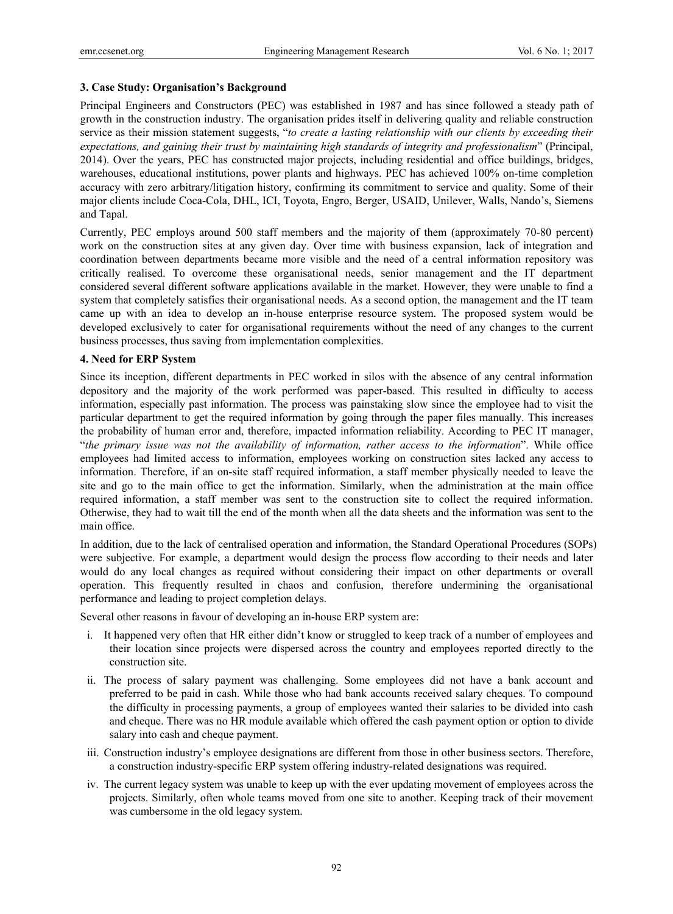### 3. Case Study: Organisation's Background

Principal Engineers and Constructors (PEC) was established in 1987 and has since followed a steady path of growth in the construction industry. The organisation prides itself in delivering quality and reliable construction service as their mission statement suggests, "*to create a lasting relationship with our clients by exceeding their expectations, and gaining their trust by maintaining high standards of integrity and professionalism*" (Principal, 2014). Over the years, PEC has constructed major projects, including residential and office buildings, bridges, warehouses, educational institutions, power plants and highways. PEC has achieved 100% on-time completion accuracy with zero arbitrary/litigation history, confirming its commitment to service and quality. Some of their major clients include Coca-Cola, DHL, ICI, Toyota, Engro, Berger, USAID, Unilever, Walls, Nando's, Siemens and Tapal.

Currently, PEC employs around 500 staff members and the majority of them (approximately 70-80 percent) work on the construction sites at any given day. Over time with business expansion, lack of integration and coordination between departments became more visible and the need of a central information repository was critically realised. To overcome these organisational needs, senior management and the IT department considered several different software applications available in the market. However, they were unable to find a system that completely satisfies their organisational needs. As a second option, the management and the IT team came up with an idea to develop an in-house enterprise resource system. The proposed system would be developed exclusively to cater for organisational requirements without the need of any changes to the current business processes, thus saving from implementation complexities.

### 4. Need for ERP System

Since its inception, different departments in PEC worked in silos with the absence of any central information depository and the majority of the work performed was paper-based. This resulted in difficulty to access information, especially past information. The process was painstaking slow since the employee had to visit the particular department to get the required information by going through the paper files manually. This increases the probability of human error and, therefore, impacted information reliability. According to PEC IT manager, "*the primary issue was not the availability of information, rather access to the information*". While office employees had limited access to information, employees working on construction sites lacked any access to information. Therefore, if an on-site staff required information, a staff member physically needed to leave the site and go to the main office to get the information. Similarly, when the administration at the main office required information, a staff member was sent to the construction site to collect the required information. Otherwise, they had to wait till the end of the month when all the data sheets and the information was sent to the main office.

In addition, due to the lack of centralised operation and information, the Standard Operational Procedures (SOPs) were subjective. For example, a department would design the process flow according to their needs and later would do any local changes as required without considering their impact on other departments or overall operation. This frequently resulted in chaos and confusion, therefore undermining the organisational performance and leading to project completion delays.

Several other reasons in favour of developing an in-house ERP system are:

i. It happened very often that HR either didn't know or struggled to keep track of a number of employees and their location since projects were dispersed across the country and employees reported directly to the construction site.

ii. The process of salary payment was challenging. Some employees did not have a bank account and preferred to be paid in cash. While those who had bank accounts received salary cheques. To compound the difficulty in processing payments, a group of employees wanted their salaries to be divided into cash and cheque. There was no HR module available which offered the cash payment option or option to divide salary into cash and cheque payment.

iii. Construction industry's employee designations are different from those in other business sectors. Therefore, a construction industry-specific ERP system offering industry-related designations was required.

iv. The current legacy system was unable to keep up with the ever updating movement of employees across the projects. Similarly, often whole teams moved from one site to another. Keeping track of their movement was cumbersome in the old legacy system.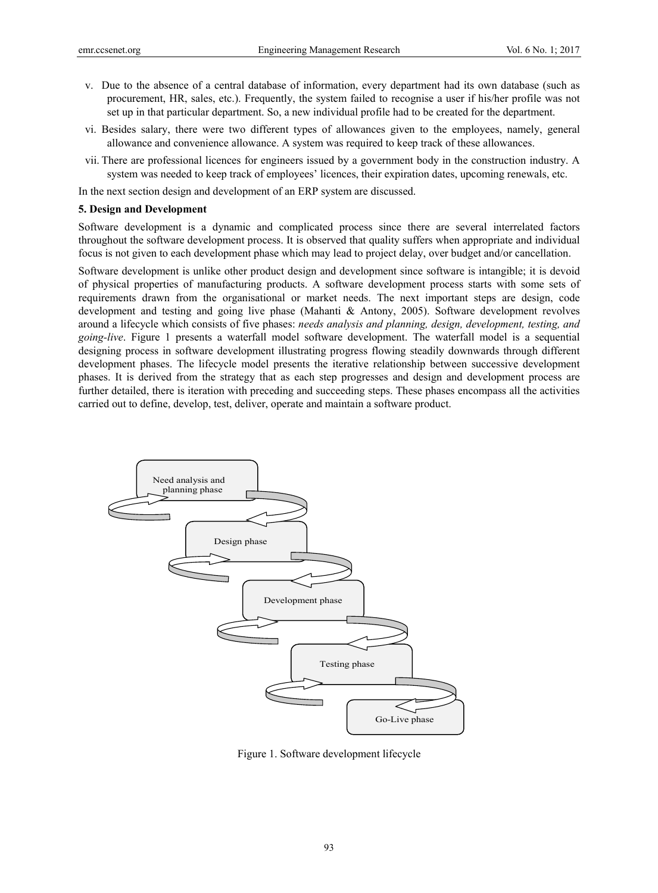v. Due to the absence of a central database of information, every department had its own database (such as procurement, HR, sales, etc.). Frequently, the system failed to recognise a user if his/her profile was not set up in that particular department. So, a new individual profile had to be created for the department.

vi. Besides salary, there were two different types of allowances given to the employees, namely, general allowance and convenience allowance. A system was required to keep track of these allowances.

vii. There are professional licences for engineers issued by a government body in the construction industry. A system was needed to keep track of employees' licences, their expiration dates, upcoming renewals, etc.

In the next section design and development of an ERP system are discussed.

## 5. Design and Development

Software development is a dynamic and complicated process since there are several interrelated factors throughout the software development process. It is observed that quality suffers when appropriate and individual focus is not given to each development phase which may lead to project delay, over budget and/or cancellation.

Software development is unlike other product design and development since software is intangible; it is devoid of physical properties of manufacturing products. A software development process starts with some sets of requirements drawn from the organisational or market needs. The next important steps are design, code development and testing and going live phase (Mahanti & Antony, 2005). Software development revolves around a lifecycle which consists of five phases: *needs analysis and planning, design, development, testing, and going-live*. Figure 1 presents a waterfall model software development. The waterfall model is a sequential designing process in software development illustrating progress flowing steadily downwards through different development phases. The lifecycle model presents the iterative relationship between successive development phases. It is derived from the strategy that as each step progresses and design and development process are further detailed, there is iteration with preceding and succeeding steps. These phases encompass all the activities carried out to define, develop, test, deliver, operate and maintain a software product.

Need analysis and planning phase

Design phase

Development phase

Testing phase

Go-Live phase

Figure 1. Software development lifecycle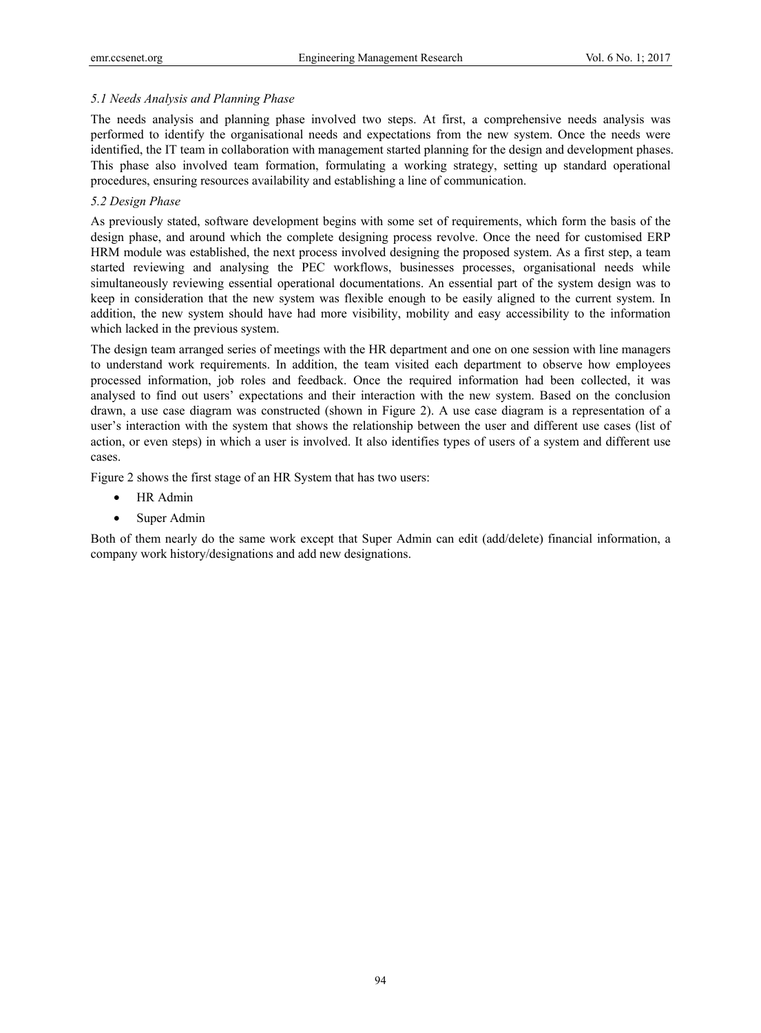### *5.1 Needs Analysis and Planning Phase*

The needs analysis and planning phase involved two steps. At first, a comprehensive needs analysis was performed to identify the organisational needs and expectations from the new system. Once the needs were identified, the IT team in collaboration with management started planning for the design and development phases. This phase also involved team formation, formulating a working strategy, setting up standard operational procedures, ensuring resources availability and establishing a line of communication.

### *5.2 Design Phase*

As previously stated, software development begins with some set of requirements, which form the basis of the design phase, and around which the complete designing process revolve. Once the need for customised ERP HRM module was established, the next process involved designing the proposed system. As a first step, a team started reviewing and analysing the PEC workflows, businesses processes, organisational needs while simultaneously reviewing essential operational documentations. An essential part of the system design was to keep in consideration that the new system was flexible enough to be easily aligned to the current system. In addition, the new system should have had more visibility, mobility and easy accessibility to the information which lacked in the previous system.

The design team arranged series of meetings with the HR department and one on one session with line managers to understand work requirements. In addition, the team visited each department to observe how employees processed information, job roles and feedback. Once the required information had been collected, it was analysed to find out users' expectations and their interaction with the new system. Based on the conclusion drawn, a use case diagram was constructed (shown in Figure 2). A use case diagram is a representation of a user's interaction with the system that shows the relationship between the user and different use cases (list of action, or even steps) in which a user is involved. It also identifies types of users of a system and different use cases.

Figure 2 shows the first stage of an HR System that has two users:

- HR Admin
- Super Admin

Both of them nearly do the same work except that Super Admin can edit (add/delete) financial information, a company work history/designations and add new designations.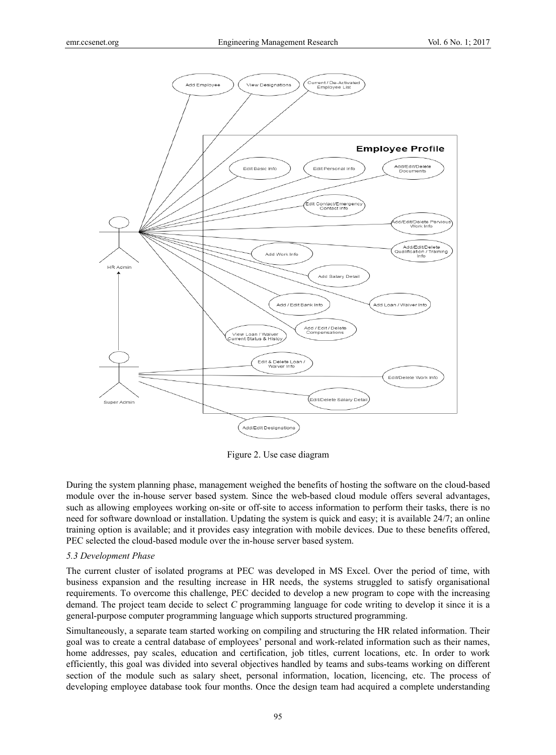Figure 2. Use case diagram

During the system planning phase, management weighed the benefits of hosting the software on the cloud-based module over the in-house server based system. Since the web-based cloud module offers several advantages, such as allowing employees working on-site or off-site to access information to perform their tasks, there is no need for software download or installation. Updating the system is quick and easy; it is available 24/7; an online training option is available; and it provides easy integration with mobile devices. Due to these benefits offered, PEC selected the cloud-based module over the in-house server based system.

### *5.3 Development Phase*

The current cluster of isolated programs at PEC was developed in MS Excel. Over the period of time, with business expansion and the resulting increase in HR needs, the systems struggled to satisfy organisational requirements. To overcome this challenge, PEC decided to develop a new program to cope with the increasing demand. The project team decide to select *C* programming language for code writing to develop it since it is a general-purpose computer programming language which supports structured programming.

Simultaneously, a separate team started working on compiling and structuring the HR related information. Their goal was to create a central database of employees' personal and work-related information such as their names, home addresses, pay scales, education and certification, job titles, current locations, etc. In order to work efficiently, this goal was divided into several objectives handled by teams and subs-teams working on different section of the module such as salary sheet, personal information, location, licencing, etc. The process of developing employee database took four months. Once the design team had acquired a complete understanding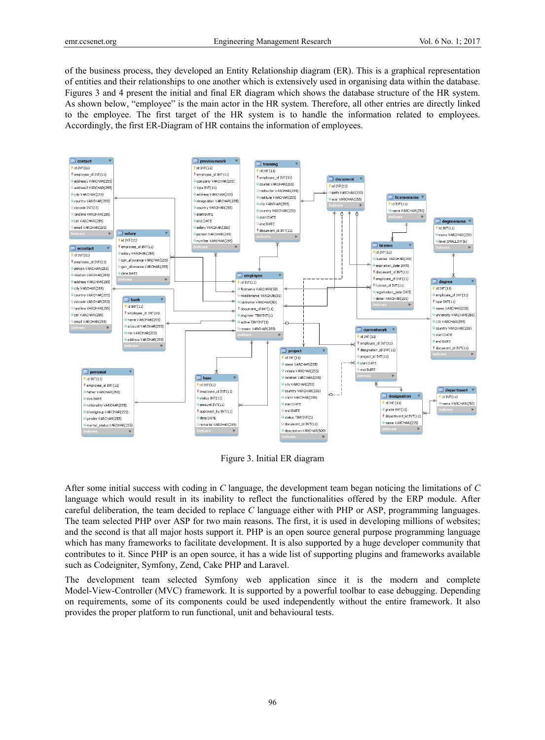of the business process, they developed an Entity Relationship diagram (ER). This is a graphical representation of entities and their relationships to one another which is extensively used in organising data within the database. Figures 3 and 4 present the initial and final ER diagram which shows the database structure of the HR system. As shown below, “employee” is the main actor in the HR system. Therefore, all other entries are directly linked to the employee. The first target of the HR system is to handle the information related to employees. Accordingly, the first ER-Diagram of HR contains the information of employees.

Figure 3. Initial ER diagram

After some initial success with coding in *C* language, the development team began noticing the limitations of *C* language which would result in its inability to reflect the functionalities offered by the ERP module. After careful deliberation, the team decided to replace *C* language either with PHP or ASP, programming languages. The team selected PHP over ASP for two main reasons. The first, it is used in developing millions of websites; and the second is that all major hosts support it. PHP is an open source general purpose programming language which has many frameworks to facilitate development. It is also supported by a huge developer community that contributes to it. Since PHP is an open source, it has a wide list of supporting plugins and frameworks available such as Codeigniter, Symfony, Zend, Cake PHP and Laravel.

The development team selected Symfony web application since it is the modern and complete Model-View-Controller (MVC) framework. It is supported by a powerful toolbar to ease debugging. Depending on requirements, some of its components could be used independently without the entire framework. It also provides the proper platform to run functional, unit and behavioural tests.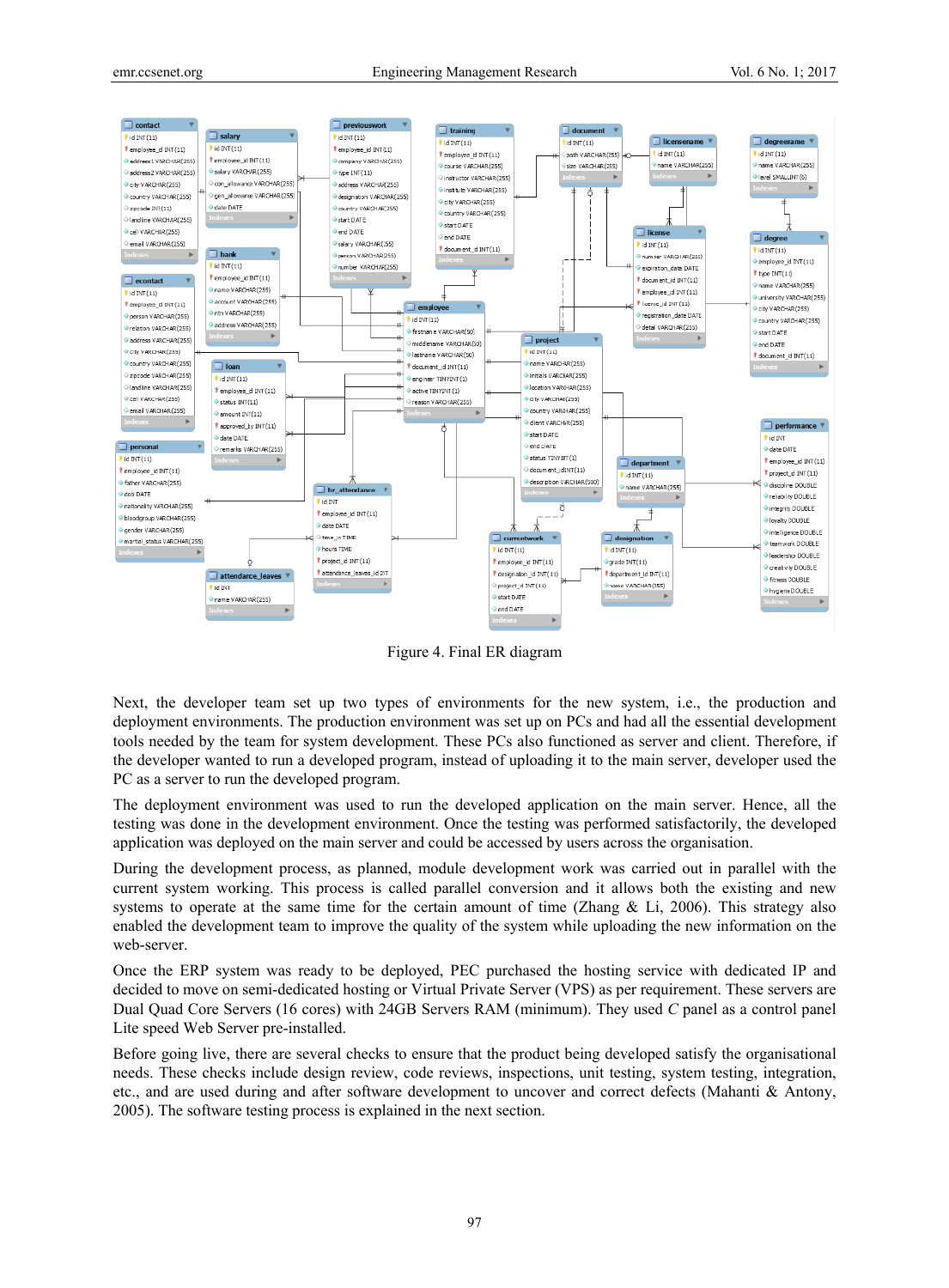Figure 4. Final ER diagram

Next, the developer team set up two types of environments for the new system, i.e., the production and deployment environments. The production environment was set up on PCs and had all the essential development tools needed by the team for system development. These PCs also functioned as server and client. Therefore, if the developer wanted to run a developed program, instead of uploading it to the main server, developer used the PC as a server to run the developed program.

The deployment environment was used to run the developed application on the main server. Hence, all the testing was done in the development environment. Once the testing was performed satisfactorily, the developed application was deployed on the main server and could be accessed by users across the organisation.

During the development process, as planned, module development work was carried out in parallel with the current system working. This process is called parallel conversion and it allows both the existing and new systems to operate at the same time for the certain amount of time (Zhang & Li, 2006). This strategy also enabled the development team to improve the quality of the system while uploading the new information on the web-server.

Once the ERP system was ready to be deployed, PEC purchased the hosting service with dedicated IP and decided to move on semi-dedicated hosting or Virtual Private Server (VPS) as per requirement. These servers are Dual Quad Core Servers (16 cores) with 24GB Servers RAM (minimum). They used *C* panel as a control panel Lite speed Web Server pre-installed.

Before going live, there are several checks to ensure that the product being developed satisfy the organisational needs. These checks include design review, code reviews, inspections, unit testing, system testing, integration, etc., and are used during and after software development to uncover and correct defects (Mahanti & Antony, 2005). The software testing process is explained in the next section.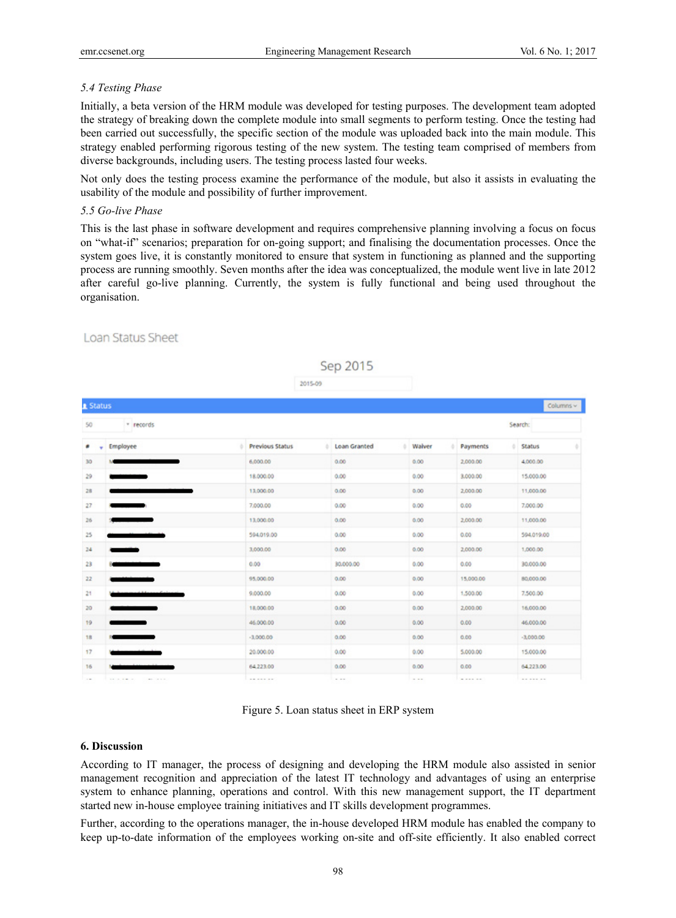*5.4 Testing Phase*

Initially, a beta version of the HRM module was developed for testing purposes. The development team adopted the strategy of breaking down the complete module into small segments to perform testing. Once the testing had been carried out successfully, the specific section of the module was uploaded back into the main module. This strategy enabled performing rigorous testing of the new system. The testing team comprised of members from diverse backgrounds, including users. The testing process lasted four weeks.

Not only does the testing process examine the performance of the module, but also it assists in evaluating the usability of the module and possibility of further improvement.

*5.5 Go-live Phase*

This is the last phase in software development and requires comprehensive planning involving a focus on focus on "what-if" scenarios; preparation for on-going support; and finalising the documentation processes. Once the system goes live, it is constantly monitored to ensure that system in functioning as planned and the supporting process are running smoothly. Seven months after the idea was conceptualized, the module went live in late 2012 after careful go-live planning. Currently, the system is fully functional and being used throughout the organisation.

Loan Status Sheet

Sep 2015

2015-09

Status

50 records — Search:

| # | Employee | Previous Status | Loan Granted | Waiver | Payments | Status |
|---|---|---|---|---|---|---|
| 30 | | 6,000.00 | 0.00 | 0.00 | 2,000.00 | 4,000.00 |
| 29 | | 18,000.00 | 0.00 | 0.00 | 3,000.00 | 15,000.00 |
| 28 | | 13,000.00 | 0.00 | 0.00 | 2,000.00 | 11,000.00 |
| 27 | | 7,000.00 | 0.00 | 0.00 | 0.00 | 7,000.00 |
| 26 | | 13,000.00 | 0.00 | 0.00 | 2,000.00 | 11,000.00 |
| 25 | | 594,019.00 | 0.00 | 0.00 | 0.00 | 594,019.00 |
| 24 | | 3,000.00 | 0.00 | 0.00 | 2,000.00 | 1,000.00 |
| 23 | | 0.00 | 30,000.00 | 0.00 | 0.00 | 30,000.00 |
| 22 | | 95,000.00 | 0.00 | 0.00 | 15,000.00 | 80,000.00 |
| 21 | | 9,000.00 | 0.00 | 0.00 | 1,500.00 | 7,500.00 |
| 20 | | 18,000.00 | 0.00 | 0.00 | 2,000.00 | 16,000.00 |
| 19 | | 46,000.00 | 0.00 | 0.00 | 0.00 | 46,000.00 |
| 18 | | -3,000.00 | 0.00 | 0.00 | 0.00 | -3,000.00 |
| 17 | | 20,000.00 | 0.00 | 0.00 | 5,000.00 | 15,000.00 |
| 16 | | 64,223.00 | 0.00 | 0.00 | 0.00 | 64,223.00 |

Figure 5. Loan status sheet in ERP system

## 6. Discussion

According to IT manager, the process of designing and developing the HRM module also assisted in senior management recognition and appreciation of the latest IT technology and advantages of using an enterprise system to enhance planning, operations and control. With this new management support, the IT department started new in-house employee training initiatives and IT skills development programmes.

Further, according to the operations manager, the in-house developed HRM module has enabled the company to keep up-to-date information of the employees working on-site and off-site efficiently. It also enabled correct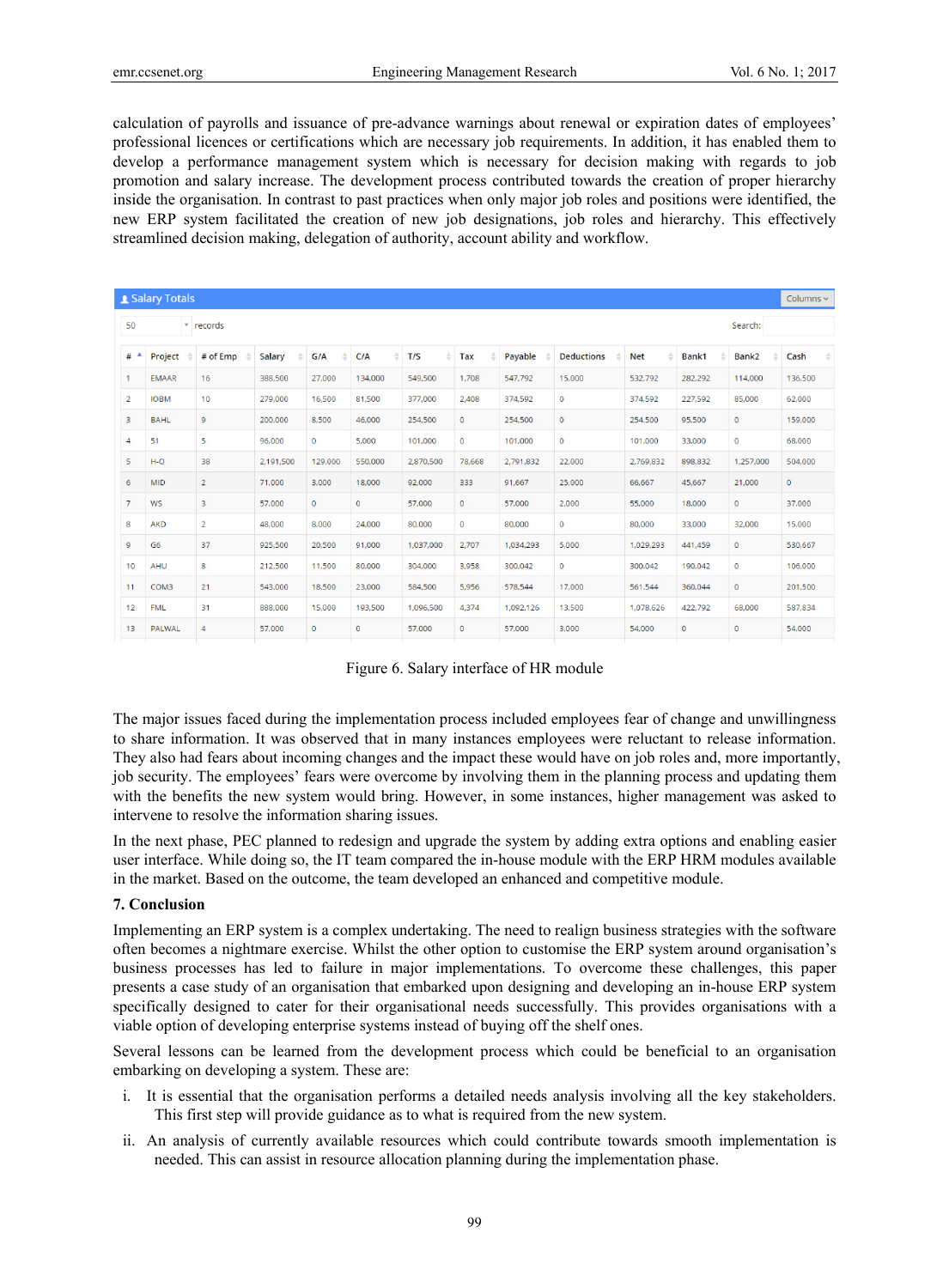calculation of payrolls and issuance of pre-advance warnings about renewal or expiration dates of employees' professional licences or certifications which are necessary job requirements. In addition, it has enabled them to develop a performance management system which is necessary for decision making with regards to job promotion and salary increase. The development process contributed towards the creation of proper hierarchy inside the organisation. In contrast to past practices when only major job roles and positions were identified, the new ERP system facilitated the creation of new job designations, job roles and hierarchy. This effectively streamlined decision making, delegation of authority, account ability and workflow.

Salary Totals

| # | Project | # of Emp | Salary | G/A | C/A | T/S | Tax | Payable | Deductions | Net | Bank1 | Bank2 | Cash |
|---|---|---|---|---|---|---|---|---|---|---|---|---|---|
| 1 | EMAAR | 16 | 388,500 | 27,000 | 134,000 | 549,500 | 1,708 | 547,792 | 15,000 | 532,792 | 282,292 | 114,000 | 136,500 |
| 2 | IOBM | 10 | 279,000 | 16,500 | 81,500 | 377,000 | 2,408 | 374,592 | 0 | 374,592 | 227,592 | 85,000 | 62,000 |
| 3 | BAHL | 9 | 200,000 | 8,500 | 46,000 | 254,500 | 0 | 254,500 | 0 | 254,500 | 95,500 | 0 | 159,000 |
| 4 | 51 | 5 | 96,000 | 0 | 5,000 | 101,000 | 0 | 101,000 | 0 | 101,000 | 33,000 | 0 | 68,000 |
| 5 | H-O | 38 | 2,191,500 | 129,000 | 550,000 | 2,870,500 | 78,668 | 2,791,832 | 22,000 | 2,769,832 | 898,832 | 1,257,000 | 504,000 |
| 6 | MID | 2 | 71,000 | 3,000 | 18,000 | 92,000 | 333 | 91,667 | 25,000 | 66,667 | 45,667 | 21,000 | 0 |
| 7 | WS | 3 | 57,000 | 0 | 0 | 57,000 | 0 | 57,000 | 2,000 | 55,000 | 18,000 | 0 | 37,000 |
| 8 | AKD | 2 | 48,000 | 8,000 | 24,000 | 80,000 | 0 | 80,000 | 0 | 80,000 | 33,000 | 32,000 | 15,000 |
| 9 | G6 | 37 | 925,500 | 20,500 | 91,000 | 1,037,000 | 2,707 | 1,034,293 | 5,000 | 1,029,293 | 441,459 | 0 | 530,667 |
| 10 | AHU | 8 | 212,500 | 11,500 | 80,000 | 304,000 | 3,958 | 300,042 | 0 | 300,042 | 190,042 | 0 | 106,000 |
| 11 | COM3 | 21 | 543,000 | 18,500 | 23,000 | 584,500 | 5,956 | 578,544 | 17,000 | 561,544 | 360,044 | 0 | 201,500 |
| 12 | FML | 31 | 888,000 | 15,000 | 193,500 | 1,096,500 | 4,374 | 1,092,126 | 13,500 | 1,078,626 | 422,792 | 68,000 | 587,834 |
| 13 | PALWAL | 4 | 57,000 | 0 | 0 | 57,000 | 0 | 57,000 | 3,000 | 54,000 | 0 | 0 | 54,000 |

Figure 6. Salary interface of HR module

The major issues faced during the implementation process included employees fear of change and unwillingness to share information. It was observed that in many instances employees were reluctant to release information. They also had fears about incoming changes and the impact these would have on job roles and, more importantly, job security. The employees' fears were overcome by involving them in the planning process and updating them with the benefits the new system would bring. However, in some instances, higher management was asked to intervene to resolve the information sharing issues.

In the next phase, PEC planned to redesign and upgrade the system by adding extra options and enabling easier user interface. While doing so, the IT team compared the in-house module with the ERP HRM modules available in the market. Based on the outcome, the team developed an enhanced and competitive module.

## 7. Conclusion

Implementing an ERP system is a complex undertaking. The need to realign business strategies with the software often becomes a nightmare exercise. Whilst the other option to customise the ERP system around organisation's business processes has led to failure in major implementations. To overcome these challenges, this paper presents a case study of an organisation that embarked upon designing and developing an in-house ERP system specifically designed to cater for their organisational needs successfully. This provides organisations with a viable option of developing enterprise systems instead of buying off the shelf ones.

Several lessons can be learned from the development process which could be beneficial to an organisation embarking on developing a system. These are:

i. It is essential that the organisation performs a detailed needs analysis involving all the key stakeholders. This first step will provide guidance as to what is required from the new system.

ii. An analysis of currently available resources which could contribute towards smooth implementation is needed. This can assist in resource allocation planning during the implementation phase.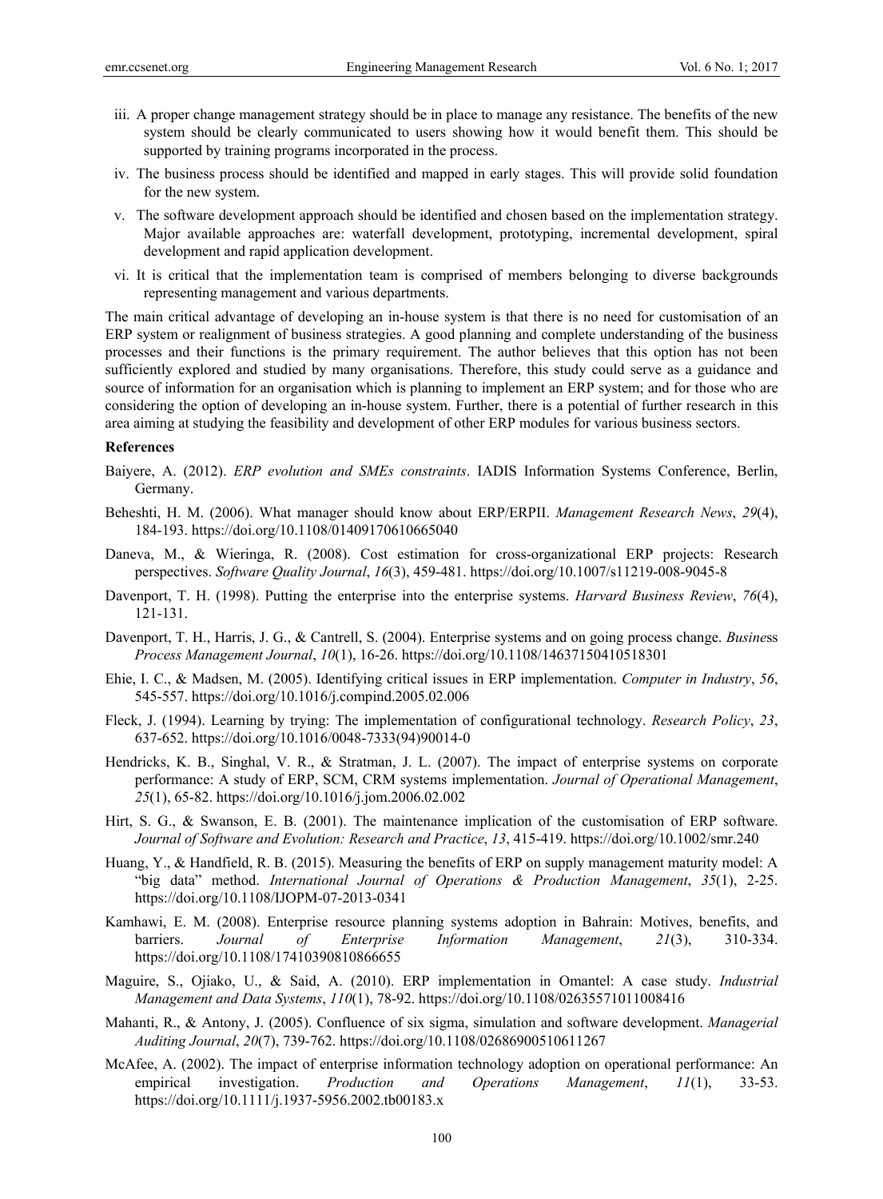iii. A proper change management strategy should be in place to manage any resistance. The benefits of the new system should be clearly communicated to users showing how it would benefit them. This should be supported by training programs incorporated in the process.

iv. The business process should be identified and mapped in early stages. This will provide solid foundation for the new system.

v. The software development approach should be identified and chosen based on the implementation strategy. Major available approaches are: waterfall development, prototyping, incremental development, spiral development and rapid application development.

vi. It is critical that the implementation team is comprised of members belonging to diverse backgrounds representing management and various departments.

The main critical advantage of developing an in-house system is that there is no need for customisation of an ERP system or realignment of business strategies. A good planning and complete understanding of the business processes and their functions is the primary requirement. The author believes that this option has not been sufficiently explored and studied by many organisations. Therefore, this study could serve as a guidance and source of information for an organisation which is planning to implement an ERP system; and for those who are considering the option of developing an in-house system. Further, there is a potential of further research in this area aiming at studying the feasibility and development of other ERP modules for various business sectors.

**References**

Baiyere, A. (2012). *ERP evolution and SMEs constraints*. IADIS Information Systems Conference, Berlin, Germany.

Beheshti, H. M. (2006). What manager should know about ERP/ERPII. *Management Research News*, *29*(4), 184-193. https://doi.org/10.1108/01409170610665040

Daneva, M., & Wieringa, R. (2008). Cost estimation for cross-organizational ERP projects: Research perspectives. *Software Quality Journal*, *16*(3), 459-481. https://doi.org/10.1007/s11219-008-9045-8

Davenport, T. H. (1998). Putting the enterprise into the enterprise systems. *Harvard Business Review*, *76*(4), 121-131.

Davenport, T. H., Harris, J. G., & Cantrell, S. (2004). Enterprise systems and on going process change. *Business Process Management Journal*, *10*(1), 16-26. https://doi.org/10.1108/14637150410518301

Ehie, I. C., & Madsen, M. (2005). Identifying critical issues in ERP implementation. *Computer in Industry*, *56*, 545-557. https://doi.org/10.1016/j.compind.2005.02.006

Fleck, J. (1994). Learning by trying: The implementation of configurational technology. *Research Policy*, *23*, 637-652. https://doi.org/10.1016/0048-7333(94)90014-0

Hendricks, K. B., Singhal, V. R., & Stratman, J. L. (2007). The impact of enterprise systems on corporate performance: A study of ERP, SCM, CRM systems implementation. *Journal of Operational Management*, *25*(1), 65-82. https://doi.org/10.1016/j.jom.2006.02.002

Hirt, S. G., & Swanson, E. B. (2001). The maintenance implication of the customisation of ERP software. *Journal of Software and Evolution: Research and Practice*, *13*, 415-419. https://doi.org/10.1002/smr.240

Huang, Y., & Handfield, R. B. (2015). Measuring the benefits of ERP on supply management maturity model: A "big data" method. *International Journal of Operations & Production Management*, *35*(1), 2-25. https://doi.org/10.1108/IJOPM-07-2013-0341

Kamhawi, E. M. (2008). Enterprise resource planning systems adoption in Bahrain: Motives, benefits, and barriers. *Journal of Enterprise Information Management*, *21*(3), 310-334. https://doi.org/10.1108/17410390810866655

Maguire, S., Ojiako, U., & Said, A. (2010). ERP implementation in Omantel: A case study. *Industrial Management and Data Systems*, *110*(1), 78-92. https://doi.org/10.1108/02635571011008416

Mahanti, R., & Antony, J. (2005). Confluence of six sigma, simulation and software development. *Managerial Auditing Journal*, *20*(7), 739-762. https://doi.org/10.1108/02686900510611267

McAfee, A. (2002). The impact of enterprise information technology adoption on operational performance: An empirical investigation. *Production and Operations Management*, *11*(1), 33-53. https://doi.org/10.1111/j.1937-5956.2002.tb00183.x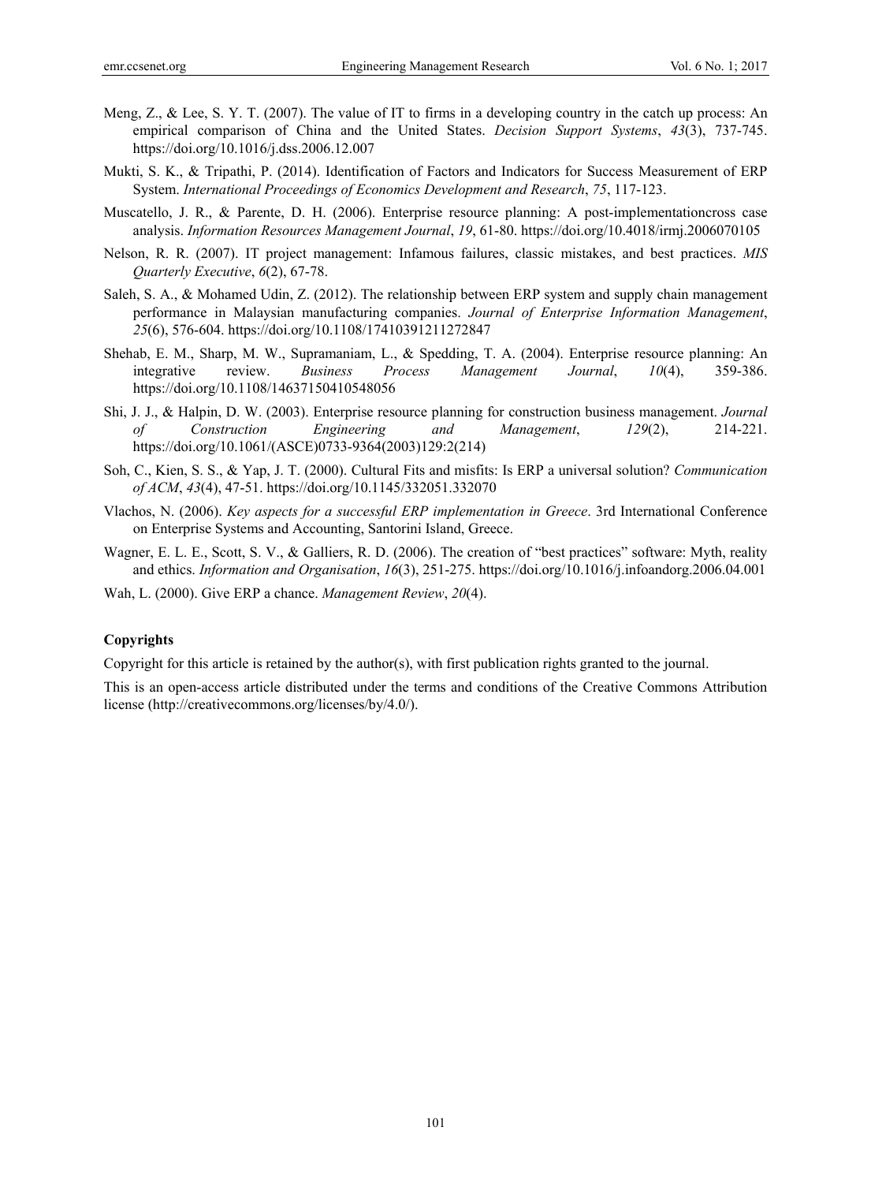Meng, Z., & Lee, S. Y. T. (2007). The value of IT to firms in a developing country in the catch up process: An empirical comparison of China and the United States. *Decision Support Systems*, *43*(3), 737-745. https://doi.org/10.1016/j.dss.2006.12.007

Mukti, S. K., & Tripathi, P. (2014). Identification of Factors and Indicators for Success Measurement of ERP System. *International Proceedings of Economics Development and Research*, *75*, 117-123.

Muscatello, J. R., & Parente, D. H. (2006). Enterprise resource planning: A post-implementationcross case analysis. *Information Resources Management Journal*, *19*, 61-80. https://doi.org/10.4018/irmj.2006070105

Nelson, R. R. (2007). IT project management: Infamous failures, classic mistakes, and best practices. *MIS Quarterly Executive*, *6*(2), 67-78.

Saleh, S. A., & Mohamed Udin, Z. (2012). The relationship between ERP system and supply chain management performance in Malaysian manufacturing companies. *Journal of Enterprise Information Management*, *25*(6), 576-604. https://doi.org/10.1108/17410391211272847

Shehab, E. M., Sharp, M. W., Supramaniam, L., & Spedding, T. A. (2004). Enterprise resource planning: An integrative review. *Business Process Management Journal*, *10*(4), 359-386. https://doi.org/10.1108/14637150410548056

Shi, J. J., & Halpin, D. W. (2003). Enterprise resource planning for construction business management. *Journal of Construction Engineering and Management*, *129*(2), 214-221. https://doi.org/10.1061/(ASCE)0733-9364(2003)129:2(214)

Soh, C., Kien, S. S., & Yap, J. T. (2000). Cultural Fits and misfits: Is ERP a universal solution? *Communication of ACM*, *43*(4), 47-51. https://doi.org/10.1145/332051.332070

Vlachos, N. (2006). *Key aspects for a successful ERP implementation in Greece*. 3rd International Conference on Enterprise Systems and Accounting, Santorini Island, Greece.

Wagner, E. L. E., Scott, S. V., & Galliers, R. D. (2006). The creation of "best practices" software: Myth, reality and ethics. *Information and Organisation*, *16*(3), 251-275. https://doi.org/10.1016/j.infoandorg.2006.04.001

Wah, L. (2000). Give ERP a chance. *Management Review*, *20*(4).

**Copyrights**

Copyright for this article is retained by the author(s), with first publication rights granted to the journal.

This is an open-access article distributed under the terms and conditions of the Creative Commons Attribution license (http://creativecommons.org/licenses/by/4.0/).